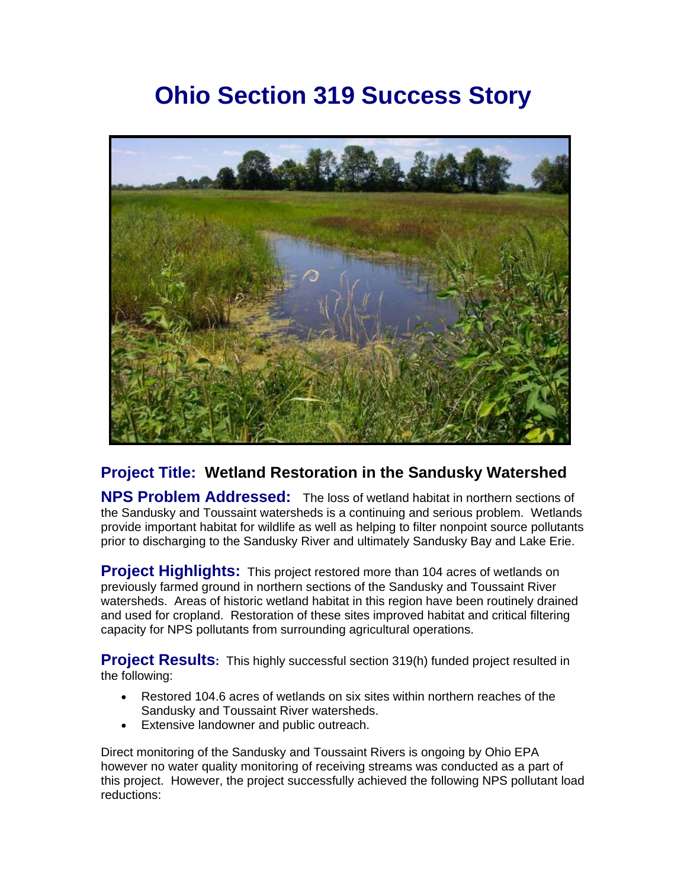# Ohio Section 319 Success Story

**Project Title: Wetland Restoration in the Sandusky Watershed**

**NPS Problem Addressed:** The loss of wetland habitat in northern sections of the Sandusky and Toussaint watersheds is a continuing and serious problem. Wetlands provide important habitat for wildlife as well as helping to filter nonpoint source pollutants prior to discharging to the Sandusky River and ultimately Sandusky Bay and Lake Erie.

**Project Highlights:** This project restored more than 104 acres of wetlands on previously farmed ground in northern sections of the Sandusky and Toussaint River watersheds. Areas of historic wetland habitat in this region have been routinely drained and used for cropland. Restoration of these sites improved habitat and critical filtering capacity for NPS pollutants from surrounding agricultural operations.

**Project Results:** This highly successful section 319(h) funded project resulted in the following:

- Restored 104.6 acres of wetlands on six sites within northern reaches of the Sandusky and Toussaint River watersheds.
- Extensive landowner and public outreach.

Direct monitoring of the Sandusky and Toussaint Rivers is ongoing by Ohio EPA however no water quality monitoring of receiving streams was conducted as a part of this project. However, the project successfully achieved the following NPS pollutant load reductions: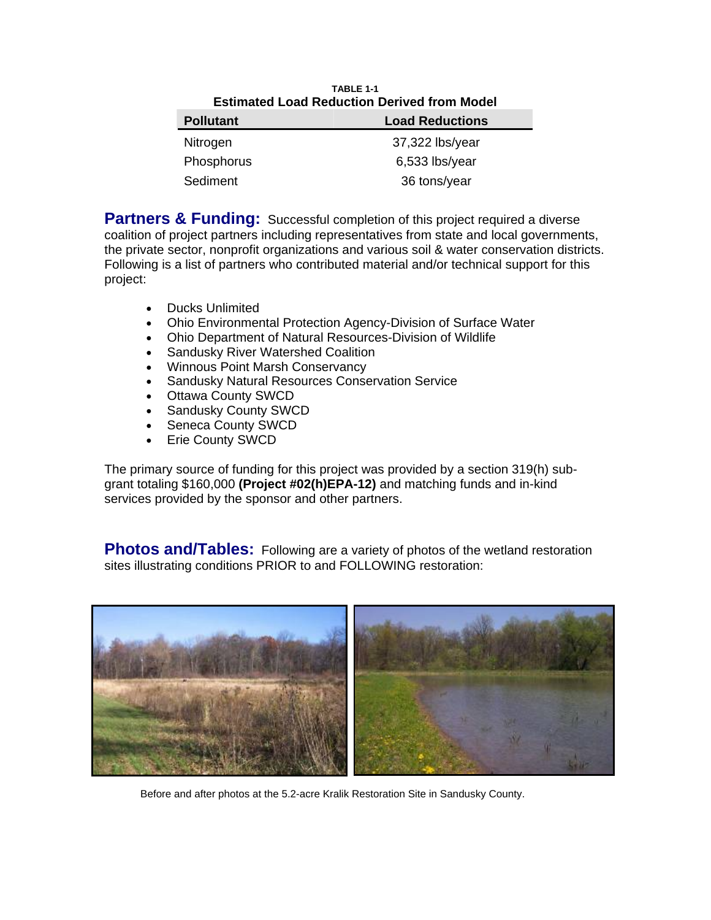**TABLE 1-1**
**Estimated Load Reduction Derived from Model**

| Pollutant | Load Reductions |
|---|---|
| Nitrogen | 37,322 lbs/year |
| Phosphorus | 6,533 lbs/year |
| Sediment | 36 tons/year |

## Partners & Funding:

Successful completion of this project required a diverse coalition of project partners including representatives from state and local governments, the private sector, nonprofit organizations and various soil & water conservation districts. Following is a list of partners who contributed material and/or technical support for this project:

- Ducks Unlimited
- Ohio Environmental Protection Agency-Division of Surface Water
- Ohio Department of Natural Resources-Division of Wildlife
- Sandusky River Watershed Coalition
- Winnous Point Marsh Conservancy
- Sandusky Natural Resources Conservation Service
- Ottawa County SWCD
- Sandusky County SWCD
- Seneca County SWCD
- Erie County SWCD

The primary source of funding for this project was provided by a section 319(h) sub-grant totaling $160,000 **(Project #02(h)EPA-12)** and matching funds and in-kind services provided by the sponsor and other partners.

## Photos and/Tables:

Following are a variety of photos of the wetland restoration sites illustrating conditions PRIOR to and FOLLOWING restoration:

Before and after photos at the 5.2-acre Kralik Restoration Site in Sandusky County.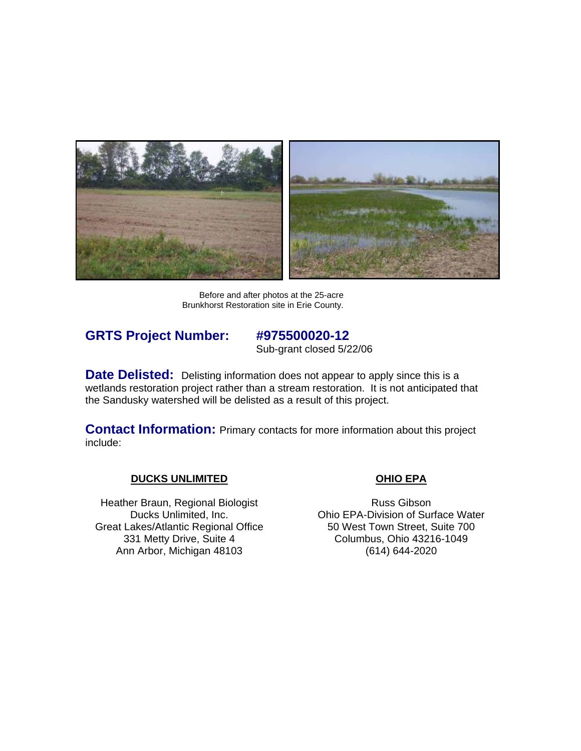Before and after photos at the 25-acre Brunkhorst Restoration site in Erie County.

**GRTS Project Number:** **#975500020-12**
Sub-grant closed 5/22/06

**Date Delisted:** Delisting information does not appear to apply since this is a wetlands restoration project rather than a stream restoration. It is not anticipated that the Sandusky watershed will be delisted as a result of this project.

**Contact Information:** Primary contacts for more information about this project include:

**DUCKS UNLIMITED**

Heather Braun, Regional Biologist
Ducks Unlimited, Inc.
Great Lakes/Atlantic Regional Office
331 Metty Drive, Suite 4
Ann Arbor, Michigan 48103

**OHIO EPA**

Russ Gibson
Ohio EPA-Division of Surface Water
50 West Town Street, Suite 700
Columbus, Ohio 43216-1049
(614) 644-2020